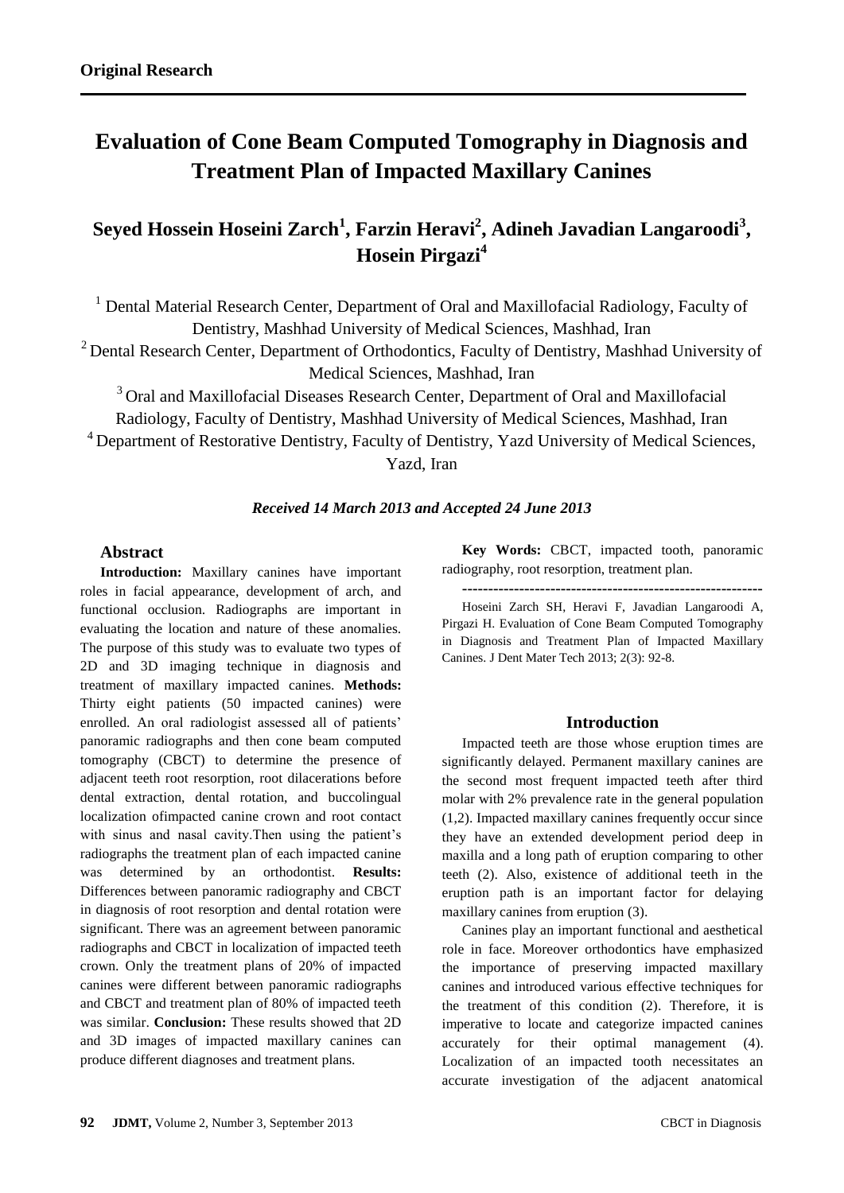**Original Research**

# Evaluation of Cone Beam Computed Tomography in Diagnosis and Treatment Plan of Impacted Maxillary Canines

## Seyed Hossein Hoseini Zarch[1], Farzin Heravi[2], Adineh Javadian Langaroodi[3], Hosein Pirgazi[4]

[1] Dental Material Research Center, Department of Oral and Maxillofacial Radiology, Faculty of Dentistry, Mashhad University of Medical Sciences, Mashhad, Iran

[2] Dental Research Center, Department of Orthodontics, Faculty of Dentistry, Mashhad University of Medical Sciences, Mashhad, Iran

[3] Oral and Maxillofacial Diseases Research Center, Department of Oral and Maxillofacial Radiology, Faculty of Dentistry, Mashhad University of Medical Sciences, Mashhad, Iran

[4] Department of Restorative Dentistry, Faculty of Dentistry, Yazd University of Medical Sciences, Yazd, Iran

***Received 14 March 2013 and Accepted 24 June 2013***

### Abstract

**Introduction:** Maxillary canines have important roles in facial appearance, development of arch, and functional occlusion. Radiographs are important in evaluating the location and nature of these anomalies. The purpose of this study was to evaluate two types of 2D and 3D imaging technique in diagnosis and treatment of maxillary impacted canines. **Methods:** Thirty eight patients (50 impacted canines) were enrolled. An oral radiologist assessed all of patients' panoramic radiographs and then cone beam computed tomography (CBCT) to determine the presence of adjacent teeth root resorption, root dilacerations before dental extraction, dental rotation, and buccolingual localization ofimpacted canine crown and root contact with sinus and nasal cavity.Then using the patient's radiographs the treatment plan of each impacted canine was determined by an orthodontist. **Results:** Differences between panoramic radiography and CBCT in diagnosis of root resorption and dental rotation were significant. There was an agreement between panoramic radiographs and CBCT in localization of impacted teeth crown. Only the treatment plans of 20% of impacted canines were different between panoramic radiographs and CBCT and treatment plan of 80% of impacted teeth was similar. **Conclusion:** These results showed that 2D and 3D images of impacted maxillary canines can produce different diagnoses and treatment plans.

**Key Words:** CBCT, impacted tooth, panoramic radiography, root resorption, treatment plan.

---

Hoseini Zarch SH, Heravi F, Javadian Langaroodi A, Pirgazi H. Evaluation of Cone Beam Computed Tomography in Diagnosis and Treatment Plan of Impacted Maxillary Canines. J Dent Mater Tech 2013; 2(3): 92-8.

### Introduction

Impacted teeth are those whose eruption times are significantly delayed. Permanent maxillary canines are the second most frequent impacted teeth after third molar with 2% prevalence rate in the general population (1,2). Impacted maxillary canines frequently occur since they have an extended development period deep in maxilla and a long path of eruption comparing to other teeth (2). Also, existence of additional teeth in the eruption path is an important factor for delaying maxillary canines from eruption (3).

Canines play an important functional and aesthetical role in face. Moreover orthodontics have emphasized the importance of preserving impacted maxillary canines and introduced various effective techniques for the treatment of this condition (2). Therefore, it is imperative to locate and categorize impacted canines accurately for their optimal management (4). Localization of an impacted tooth necessitates an accurate investigation of the adjacent anatomical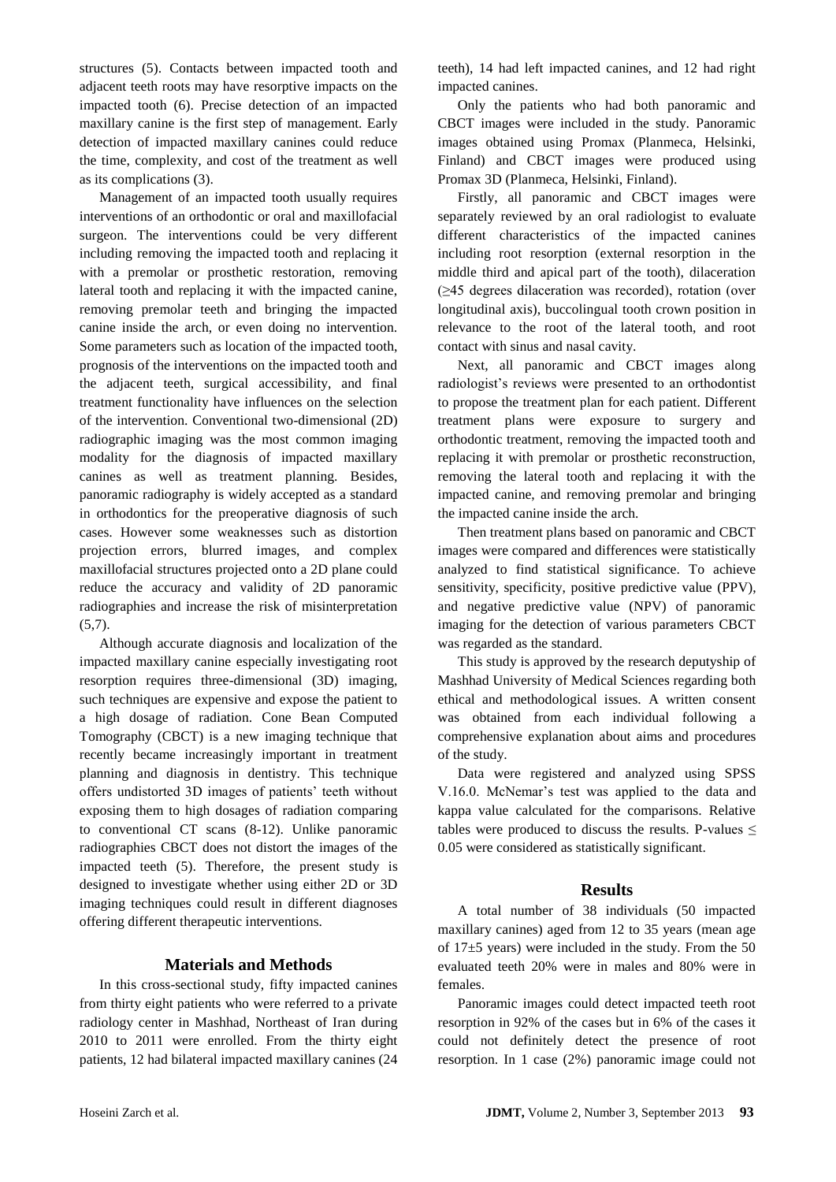structures (5). Contacts between impacted tooth and adjacent teeth roots may have resorptive impacts on the impacted tooth (6). Precise detection of an impacted maxillary canine is the first step of management. Early detection of impacted maxillary canines could reduce the time, complexity, and cost of the treatment as well as its complications (3).

Management of an impacted tooth usually requires interventions of an orthodontic or oral and maxillofacial surgeon. The interventions could be very different including removing the impacted tooth and replacing it with a premolar or prosthetic restoration, removing lateral tooth and replacing it with the impacted canine, removing premolar teeth and bringing the impacted canine inside the arch, or even doing no intervention. Some parameters such as location of the impacted tooth, prognosis of the interventions on the impacted tooth and the adjacent teeth, surgical accessibility, and final treatment functionality have influences on the selection of the intervention. Conventional two-dimensional (2D) radiographic imaging was the most common imaging modality for the diagnosis of impacted maxillary canines as well as treatment planning. Besides, panoramic radiography is widely accepted as a standard in orthodontics for the preoperative diagnosis of such cases. However some weaknesses such as distortion projection errors, blurred images, and complex maxillofacial structures projected onto a 2D plane could reduce the accuracy and validity of 2D panoramic radiographies and increase the risk of misinterpretation (5,7).

Although accurate diagnosis and localization of the impacted maxillary canine especially investigating root resorption requires three-dimensional (3D) imaging, such techniques are expensive and expose the patient to a high dosage of radiation. Cone Bean Computed Tomography (CBCT) is a new imaging technique that recently became increasingly important in treatment planning and diagnosis in dentistry. This technique offers undistorted 3D images of patients' teeth without exposing them to high dosages of radiation comparing to conventional CT scans (8-12). Unlike panoramic radiographies CBCT does not distort the images of the impacted teeth (5). Therefore, the present study is designed to investigate whether using either 2D or 3D imaging techniques could result in different diagnoses offering different therapeutic interventions.

## Materials and Methods

In this cross-sectional study, fifty impacted canines from thirty eight patients who were referred to a private radiology center in Mashhad, Northeast of Iran during 2010 to 2011 were enrolled. From the thirty eight patients, 12 had bilateral impacted maxillary canines (24 teeth), 14 had left impacted canines, and 12 had right impacted canines.

Only the patients who had both panoramic and CBCT images were included in the study. Panoramic images obtained using Promax (Planmeca, Helsinki, Finland) and CBCT images were produced using Promax 3D (Planmeca, Helsinki, Finland).

Firstly, all panoramic and CBCT images were separately reviewed by an oral radiologist to evaluate different characteristics of the impacted canines including root resorption (external resorption in the middle third and apical part of the tooth), dilaceration (≥45 degrees dilaceration was recorded), rotation (over longitudinal axis), buccolingual tooth crown position in relevance to the root of the lateral tooth, and root contact with sinus and nasal cavity.

Next, all panoramic and CBCT images along radiologist's reviews were presented to an orthodontist to propose the treatment plan for each patient. Different treatment plans were exposure to surgery and orthodontic treatment, removing the impacted tooth and replacing it with premolar or prosthetic reconstruction, removing the lateral tooth and replacing it with the impacted canine, and removing premolar and bringing the impacted canine inside the arch.

Then treatment plans based on panoramic and CBCT images were compared and differences were statistically analyzed to find statistical significance. To achieve sensitivity, specificity, positive predictive value (PPV), and negative predictive value (NPV) of panoramic imaging for the detection of various parameters CBCT was regarded as the standard.

This study is approved by the research deputyship of Mashhad University of Medical Sciences regarding both ethical and methodological issues. A written consent was obtained from each individual following a comprehensive explanation about aims and procedures of the study.

Data were registered and analyzed using SPSS V.16.0. McNemar's test was applied to the data and kappa value calculated for the comparisons. Relative tables were produced to discuss the results. P-values ≤ 0.05 were considered as statistically significant.

## Results

A total number of 38 individuals (50 impacted maxillary canines) aged from 12 to 35 years (mean age of 17±5 years) were included in the study. From the 50 evaluated teeth 20% were in males and 80% were in females.

Panoramic images could detect impacted teeth root resorption in 92% of the cases but in 6% of the cases it could not definitely detect the presence of root resorption. In 1 case (2%) panoramic image could not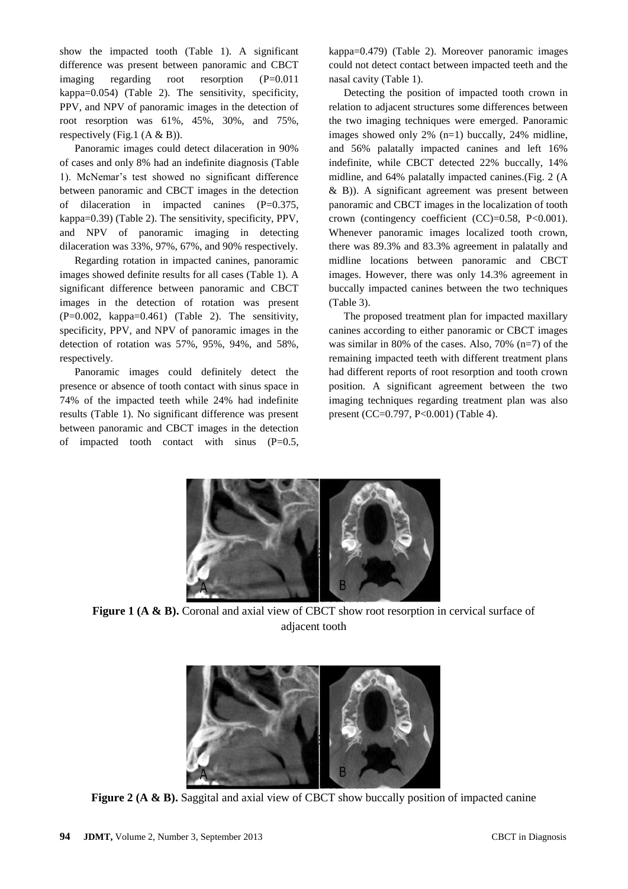show the impacted tooth (Table 1). A significant difference was present between panoramic and CBCT imaging regarding root resorption (P=0.011 kappa=0.054) (Table 2). The sensitivity, specificity, PPV, and NPV of panoramic images in the detection of root resorption was 61%, 45%, 30%, and 75%, respectively (Fig.1 (A & B)).

Panoramic images could detect dilaceration in 90% of cases and only 8% had an indefinite diagnosis (Table 1). McNemar's test showed no significant difference between panoramic and CBCT images in the detection of dilaceration in impacted canines (P=0.375, kappa=0.39) (Table 2). The sensitivity, specificity, PPV, and NPV of panoramic imaging in detecting dilaceration was 33%, 97%, 67%, and 90% respectively.

Regarding rotation in impacted canines, panoramic images showed definite results for all cases (Table 1). A significant difference between panoramic and CBCT images in the detection of rotation was present (P=0.002, kappa=0.461) (Table 2). The sensitivity, specificity, PPV, and NPV of panoramic images in the detection of rotation was 57%, 95%, 94%, and 58%, respectively.

Panoramic images could definitely detect the presence or absence of tooth contact with sinus space in 74% of the impacted teeth while 24% had indefinite results (Table 1). No significant difference was present between panoramic and CBCT images in the detection of impacted tooth contact with sinus (P=0.5, kappa=0.479) (Table 2). Moreover panoramic images could not detect contact between impacted teeth and the nasal cavity (Table 1).

Detecting the position of impacted tooth crown in relation to adjacent structures some differences between the two imaging techniques were emerged. Panoramic images showed only 2% (n=1) buccally, 24% midline, and 56% palatally impacted canines and left 16% indefinite, while CBCT detected 22% buccally, 14% midline, and 64% palatally impacted canines.(Fig. 2 (A & B)). A significant agreement was present between panoramic and CBCT images in the localization of tooth crown (contingency coefficient (CC)=0.58, P<0.001). Whenever panoramic images localized tooth crown, there was 89.3% and 83.3% agreement in palatally and midline locations between panoramic and CBCT images. However, there was only 14.3% agreement in buccally impacted canines between the two techniques (Table 3).

The proposed treatment plan for impacted maxillary canines according to either panoramic or CBCT images was similar in 80% of the cases. Also, 70% (n=7) of the remaining impacted teeth with different treatment plans had different reports of root resorption and tooth crown position. A significant agreement between the two imaging techniques regarding treatment plan was also present (CC=0.797, P<0.001) (Table 4).

**Figure 1 (A & B).** Coronal and axial view of CBCT show root resorption in cervical surface of adjacent tooth

**Figure 2 (A & B).** Saggital and axial view of CBCT show buccally position of impacted canine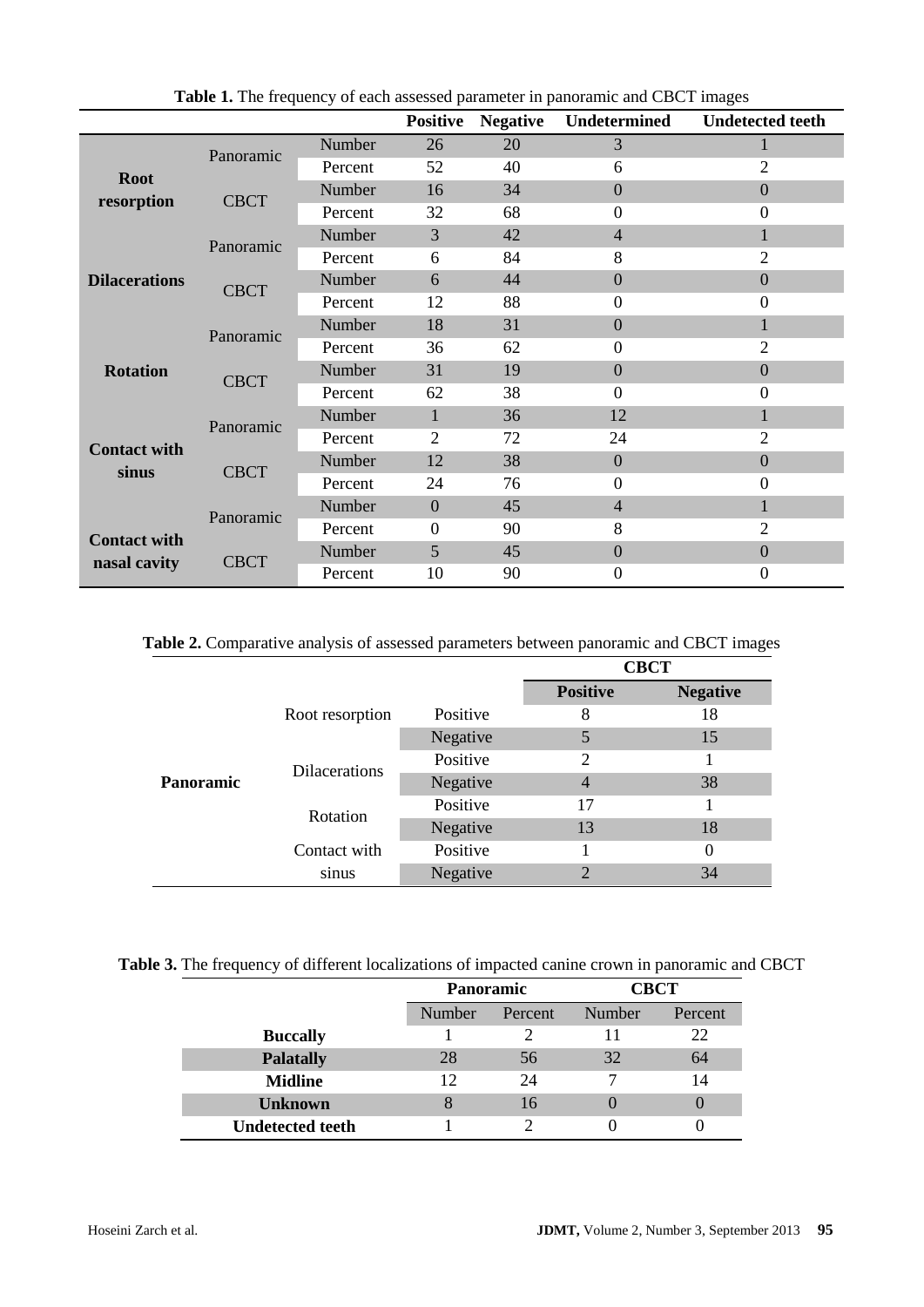**Table 1.** The frequency of each assessed parameter in panoramic and CBCT images

| | | | Positive | Negative | Undetermined | Undetected teeth |
|---|---|---|---|---|---|---|
| **Root resorption** | Panoramic | Number | 26 | 20 | 3 | 1 |
| | | Percent | 52 | 40 | 6 | 2 |
| | CBCT | Number | 16 | 34 | 0 | 0 |
| | | Percent | 32 | 68 | 0 | 0 |
| **Dilacerations** | Panoramic | Number | 3 | 42 | 4 | 1 |
| | | Percent | 6 | 84 | 8 | 2 |
| | CBCT | Number | 6 | 44 | 0 | 0 |
| | | Percent | 12 | 88 | 0 | 0 |
| **Rotation** | Panoramic | Number | 18 | 31 | 0 | 1 |
| | | Percent | 36 | 62 | 0 | 2 |
| | CBCT | Number | 31 | 19 | 0 | 0 |
| | | Percent | 62 | 38 | 0 | 0 |
| **Contact with sinus** | Panoramic | Number | 1 | 36 | 12 | 1 |
| | | Percent | 2 | 72 | 24 | 2 |
| | CBCT | Number | 12 | 38 | 0 | 0 |
| | | Percent | 24 | 76 | 0 | 0 |
| **Contact with nasal cavity** | Panoramic | Number | 0 | 45 | 4 | 1 |
| | | Percent | 0 | 90 | 8 | 2 |
| | CBCT | Number | 5 | 45 | 0 | 0 |
| | | Percent | 10 | 90 | 0 | 0 |

**Table 2.** Comparative analysis of assessed parameters between panoramic and CBCT images

| | | | CBCT | |
|---|---|---|---|---|
| | | | **Positive** | **Negative** |
| **Panoramic** | Root resorption | Positive | 8 | 18 |
| | | Negative | 5 | 15 |
| | Dilacerations | Positive | 2 | 1 |
| | | Negative | 4 | 38 |
| | Rotation | Positive | 17 | 1 |
| | | Negative | 13 | 18 |
| | Contact with sinus | Positive | 1 | 0 |
| | | Negative | 2 | 34 |

**Table 3.** The frequency of different localizations of impacted canine crown in panoramic and CBCT

| | Panoramic | | CBCT | |
|---|---|---|---|---|
| | Number | Percent | Number | Percent |
| **Buccally** | 1 | 2 | 11 | 22 |
| **Palatally** | 28 | 56 | 32 | 64 |
| **Midline** | 12 | 24 | 7 | 14 |
| **Unknown** | 8 | 16 | 0 | 0 |
| **Undetected teeth** | 1 | 2 | 0 | 0 |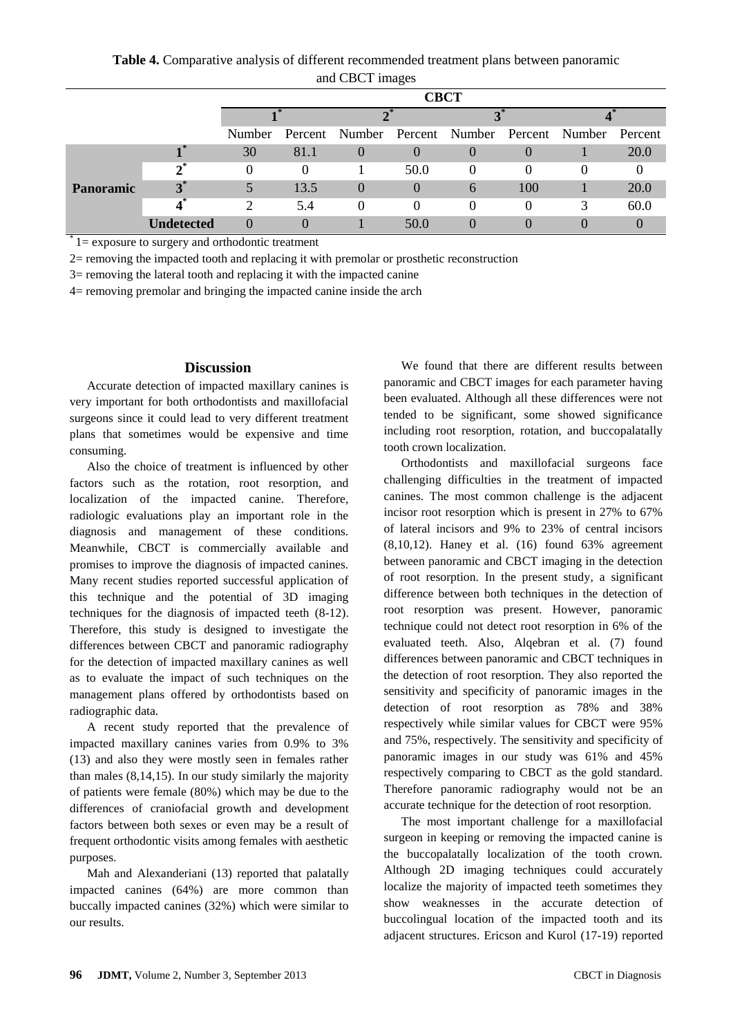**Table 4.** Comparative analysis of different recommended treatment plans between panoramic and CBCT images

| | | CBCT | | | | | | | |
|---|---|---|---|---|---|---|---|---|---|
| | | 1* | | 2* | | 3* | | 4* | |
| | | Number | Percent | Number | Percent | Number | Percent | Number | Percent |
| **Panoramic** | **1*** | 30 | 81.1 | 0 | 0 | 0 | 0 | 1 | 20.0 |
| | **2*** | 0 | 0 | 1 | 50.0 | 0 | 0 | 0 | 0 |
| | **3*** | 5 | 13.5 | 0 | 0 | 6 | 100 | 1 | 20.0 |
| | **4*** | 2 | 5.4 | 0 | 0 | 0 | 0 | 3 | 60.0 |
| | **Undetected** | 0 | 0 | 1 | 50.0 | 0 | 0 | 0 | 0 |

*1= exposure to surgery and orthodontic treatment

2= removing the impacted tooth and replacing it with premolar or prosthetic reconstruction

3= removing the lateral tooth and replacing it with the impacted canine

4= removing premolar and bringing the impacted canine inside the arch

## Discussion

Accurate detection of impacted maxillary canines is very important for both orthodontists and maxillofacial surgeons since it could lead to very different treatment plans that sometimes would be expensive and time consuming.

Also the choice of treatment is influenced by other factors such as the rotation, root resorption, and localization of the impacted canine. Therefore, radiologic evaluations play an important role in the diagnosis and management of these conditions. Meanwhile, CBCT is commercially available and promises to improve the diagnosis of impacted canines. Many recent studies reported successful application of this technique and the potential of 3D imaging techniques for the diagnosis of impacted teeth (8-12). Therefore, this study is designed to investigate the differences between CBCT and panoramic radiography for the detection of impacted maxillary canines as well as to evaluate the impact of such techniques on the management plans offered by orthodontists based on radiographic data.

A recent study reported that the prevalence of impacted maxillary canines varies from 0.9% to 3% (13) and also they were mostly seen in females rather than males (8,14,15). In our study similarly the majority of patients were female (80%) which may be due to the differences of craniofacial growth and development factors between both sexes or even may be a result of frequent orthodontic visits among females with aesthetic purposes.

Mah and Alexanderiani (13) reported that palatally impacted canines (64%) are more common than buccally impacted canines (32%) which were similar to our results.

We found that there are different results between panoramic and CBCT images for each parameter having been evaluated. Although all these differences were not tended to be significant, some showed significance including root resorption, rotation, and buccopalatally tooth crown localization.

Orthodontists and maxillofacial surgeons face challenging difficulties in the treatment of impacted canines. The most common challenge is the adjacent incisor root resorption which is present in 27% to 67% of lateral incisors and 9% to 23% of central incisors (8,10,12). Haney et al. (16) found 63% agreement between panoramic and CBCT imaging in the detection of root resorption. In the present study, a significant difference between both techniques in the detection of root resorption was present. However, panoramic technique could not detect root resorption in 6% of the evaluated teeth. Also, Alqebran et al. (7) found differences between panoramic and CBCT techniques in the detection of root resorption. They also reported the sensitivity and specificity of panoramic images in the detection of root resorption as 78% and 38% respectively while similar values for CBCT were 95% and 75%, respectively. The sensitivity and specificity of panoramic images in our study was 61% and 45% respectively comparing to CBCT as the gold standard. Therefore panoramic radiography would not be an accurate technique for the detection of root resorption.

The most important challenge for a maxillofacial surgeon in keeping or removing the impacted canine is the buccopalatally localization of the tooth crown. Although 2D imaging techniques could accurately localize the majority of impacted teeth sometimes they show weaknesses in the accurate detection of buccolingual location of the impacted tooth and its adjacent structures. Ericson and Kurol (17-19) reported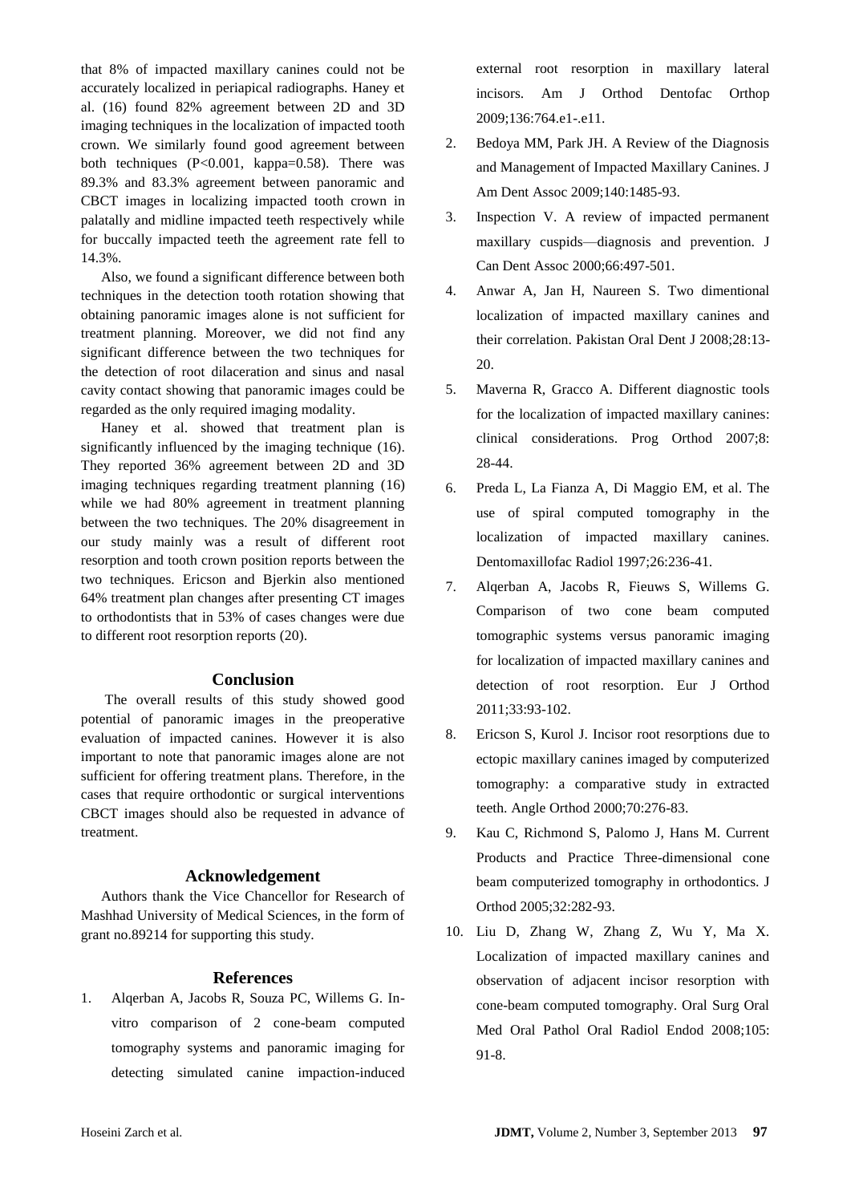that 8% of impacted maxillary canines could not be accurately localized in periapical radiographs. Haney et al. (16) found 82% agreement between 2D and 3D imaging techniques in the localization of impacted tooth crown. We similarly found good agreement between both techniques (P<0.001, kappa=0.58). There was 89.3% and 83.3% agreement between panoramic and CBCT images in localizing impacted tooth crown in palatally and midline impacted teeth respectively while for buccally impacted teeth the agreement rate fell to 14.3%.

Also, we found a significant difference between both techniques in the detection tooth rotation showing that obtaining panoramic images alone is not sufficient for treatment planning. Moreover, we did not find any significant difference between the two techniques for the detection of root dilaceration and sinus and nasal cavity contact showing that panoramic images could be regarded as the only required imaging modality.

Haney et al. showed that treatment plan is significantly influenced by the imaging technique (16). They reported 36% agreement between 2D and 3D imaging techniques regarding treatment planning (16) while we had 80% agreement in treatment planning between the two techniques. The 20% disagreement in our study mainly was a result of different root resorption and tooth crown position reports between the two techniques. Ericson and Bjerkin also mentioned 64% treatment plan changes after presenting CT images to orthodontists that in 53% of cases changes were due to different root resorption reports (20).

## Conclusion

The overall results of this study showed good potential of panoramic images in the preoperative evaluation of impacted canines. However it is also important to note that panoramic images alone are not sufficient for offering treatment plans. Therefore, in the cases that require orthodontic or surgical interventions CBCT images should also be requested in advance of treatment.

## Acknowledgement

Authors thank the Vice Chancellor for Research of Mashhad University of Medical Sciences, in the form of grant no.89214 for supporting this study.

## References

1. Alqerban A, Jacobs R, Souza PC, Willems G. In-vitro comparison of 2 cone-beam computed tomography systems and panoramic imaging for detecting simulated canine impaction-induced external root resorption in maxillary lateral incisors. Am J Orthod Dentofac Orthop 2009;136:764.e1-.e11.
2. Bedoya MM, Park JH. A Review of the Diagnosis and Management of Impacted Maxillary Canines. J Am Dent Assoc 2009;140:1485-93.
3. Inspection V. A review of impacted permanent maxillary cuspids—diagnosis and prevention. J Can Dent Assoc 2000;66:497-501.
4. Anwar A, Jan H, Naureen S. Two dimentional localization of impacted maxillary canines and their correlation. Pakistan Oral Dent J 2008;28:13-20.
5. Maverna R, Gracco A. Different diagnostic tools for the localization of impacted maxillary canines: clinical considerations. Prog Orthod 2007;8: 28-44.
6. Preda L, La Fianza A, Di Maggio EM, et al. The use of spiral computed tomography in the localization of impacted maxillary canines. Dentomaxillofac Radiol 1997;26:236-41.
7. Alqerban A, Jacobs R, Fieuws S, Willems G. Comparison of two cone beam computed tomographic systems versus panoramic imaging for localization of impacted maxillary canines and detection of root resorption. Eur J Orthod 2011;33:93-102.
8. Ericson S, Kurol J. Incisor root resorptions due to ectopic maxillary canines imaged by computerized tomography: a comparative study in extracted teeth. Angle Orthod 2000;70:276-83.
9. Kau C, Richmond S, Palomo J, Hans M. Current Products and Practice Three-dimensional cone beam computerized tomography in orthodontics. J Orthod 2005;32:282-93.
10. Liu D, Zhang W, Zhang Z, Wu Y, Ma X. Localization of impacted maxillary canines and observation of adjacent incisor resorption with cone-beam computed tomography. Oral Surg Oral Med Oral Pathol Oral Radiol Endod 2008;105: 91-8.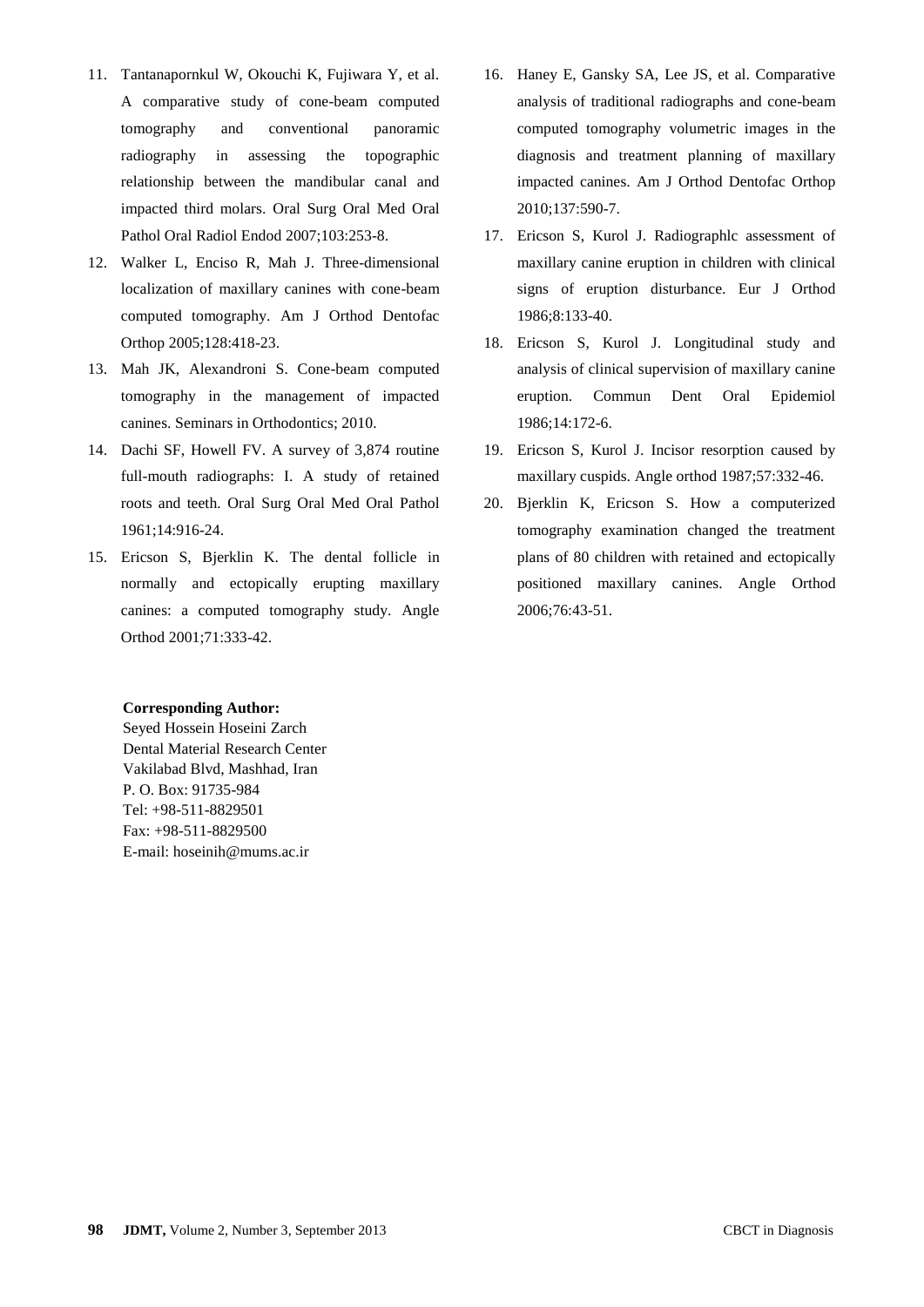11. Tantanapornkul W, Okouchi K, Fujiwara Y, et al. A comparative study of cone-beam computed tomography and conventional panoramic radiography in assessing the topographic relationship between the mandibular canal and impacted third molars. Oral Surg Oral Med Oral Pathol Oral Radiol Endod 2007;103:253-8.
12. Walker L, Enciso R, Mah J. Three-dimensional localization of maxillary canines with cone-beam computed tomography. Am J Orthod Dentofac Orthop 2005;128:418-23.
13. Mah JK, Alexandroni S. Cone-beam computed tomography in the management of impacted canines. Seminars in Orthodontics; 2010.
14. Dachi SF, Howell FV. A survey of 3,874 routine full-mouth radiographs: I. A study of retained roots and teeth. Oral Surg Oral Med Oral Pathol 1961;14:916-24.
15. Ericson S, Bjerklin K. The dental follicle in normally and ectopically erupting maxillary canines: a computed tomography study. Angle Orthod 2001;71:333-42.
16. Haney E, Gansky SA, Lee JS, et al. Comparative analysis of traditional radiographs and cone-beam computed tomography volumetric images in the diagnosis and treatment planning of maxillary impacted canines. Am J Orthod Dentofac Orthop 2010;137:590-7.
17. Ericson S, Kurol J. Radiographlc assessment of maxillary canine eruption in children with clinical signs of eruption disturbance. Eur J Orthod 1986;8:133-40.
18. Ericson S, Kurol J. Longitudinal study and analysis of clinical supervision of maxillary canine eruption. Commun Dent Oral Epidemiol 1986;14:172-6.
19. Ericson S, Kurol J. Incisor resorption caused by maxillary cuspids. Angle orthod 1987;57:332-46.
20. Bjerklin K, Ericson S. How a computerized tomography examination changed the treatment plans of 80 children with retained and ectopically positioned maxillary canines. Angle Orthod 2006;76:43-51.

**Corresponding Author:**
Seyed Hossein Hoseini Zarch
Dental Material Research Center
Vakilabad Blvd, Mashhad, Iran
P. O. Box: 91735-984
Tel: +98-511-8829501
Fax: +98-511-8829500
E-mail: hoseinih@mums.ac.ir